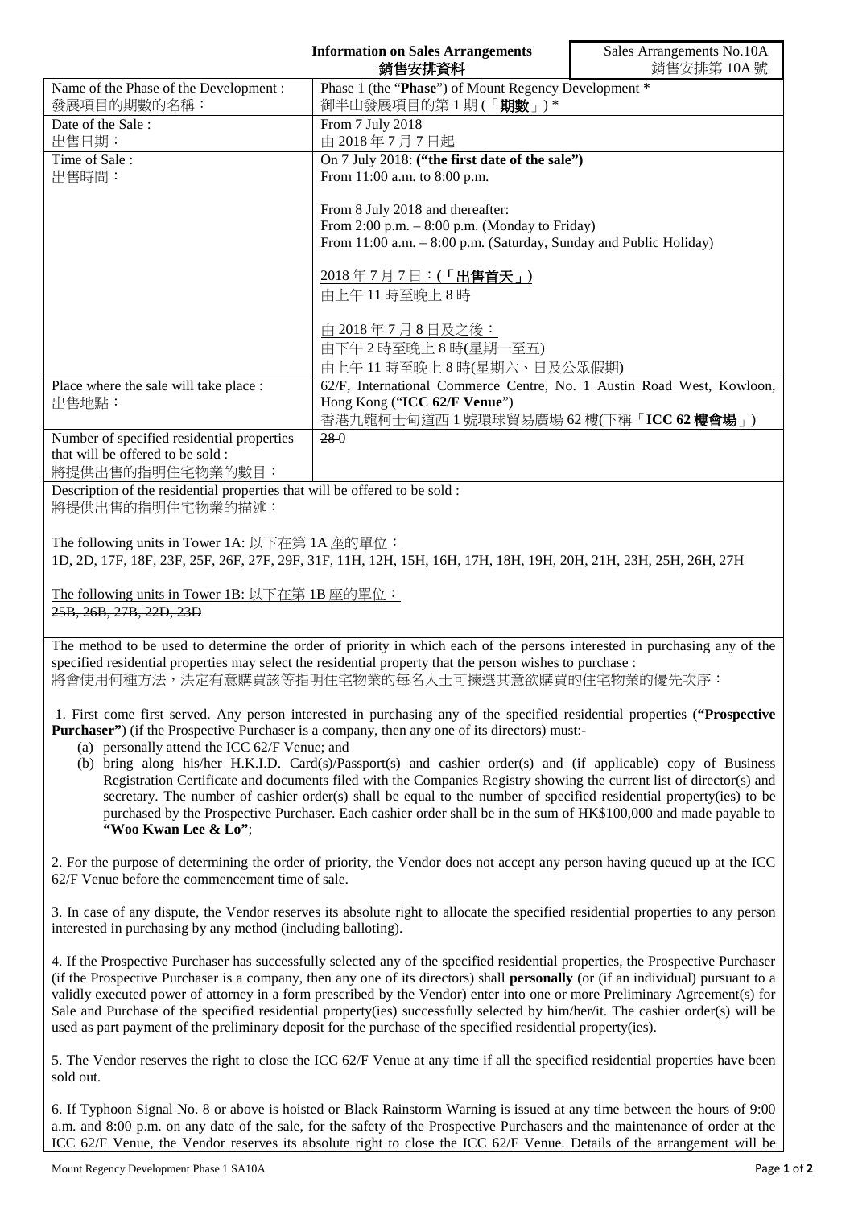**Information on Sales Arrangements**
**銷售安排資料**

Sales Arrangements No.10A
銷售安排第 10A 號

| | |
|---|---|
| Name of the Phase of the Development :<br>發展項目的期數的名稱： | Phase 1 (the "**Phase**") of Mount Regency Development *<br>御半山發展項目的第 1 期 (「**期數**」) * |
| Date of the Sale :<br>出售日期： | From 7 July 2018<br>由 2018 年 7 月 7 日起 |
| Time of Sale :<br>出售時間： | On 7 July 2018: **("the first date of the sale")**<br>From 11:00 a.m. to 8:00 p.m.<br><br>From 8 July 2018 and thereafter:<br>From 2:00 p.m. – 8:00 p.m. (Monday to Friday)<br>From 11:00 a.m. – 8:00 p.m. (Saturday, Sunday and Public Holiday)<br><br>2018 年 7 月 7 日：**(「出售首天」)**<br>由上午 11 時至晚上 8 時<br><br>由 2018 年 7 月 8 日及之後：<br>由下午 2 時至晚上 8 時(星期一至五)<br>由上午 11 時至晚上 8 時(星期六、日及公眾假期) |
| Place where the sale will take place :<br>出售地點： | 62/F, International Commerce Centre, No. 1 Austin Road West, Kowloon, Hong Kong ("**ICC 62/F Venue**")<br>香港九龍柯士甸道西 1 號環球貿易廣場 62 樓(下稱「**ICC 62 樓會場**」) |
| Number of specified residential properties that will be offered to be sold :<br>將提供出售的指明住宅物業的數目： | ~~28~~ 0 |

Description of the residential properties that will be offered to be sold :
將提供出售的指明住宅物業的描述：

The following units in Tower 1A: 以下在第 1A 座的單位：
~~1D, 2D, 17F, 18F, 23F, 25F, 26F, 27F, 29F, 31F, 11H, 12H, 15H, 16H, 17H, 18H, 19H, 20H, 21H, 23H, 25H, 26H, 27H~~

The following units in Tower 1B: 以下在第 1B 座的單位：
~~25B, 26B, 27B, 22D, 23D~~

The method to be used to determine the order of priority in which each of the persons interested in purchasing any of the specified residential properties may select the residential property that the person wishes to purchase :
將會使用何種方法，決定有意購買該等指明住宅物業的每名人士可揀選其意欲購買的住宅物業的優先次序：

1. First come first served. Any person interested in purchasing any of the specified residential properties (**"Prospective Purchaser"**) (if the Prospective Purchaser is a company, then any one of its directors) must:-
   (a) personally attend the ICC 62/F Venue; and
   (b) bring along his/her H.K.I.D. Card(s)/Passport(s) and cashier order(s) and (if applicable) copy of Business Registration Certificate and documents filed with the Companies Registry showing the current list of director(s) and secretary. The number of cashier order(s) shall be equal to the number of specified residential property(ies) to be purchased by the Prospective Purchaser. Each cashier order shall be in the sum of HK$100,000 and made payable to **"Woo Kwan Lee & Lo"**;

2. For the purpose of determining the order of priority, the Vendor does not accept any person having queued up at the ICC 62/F Venue before the commencement time of sale.

3. In case of any dispute, the Vendor reserves its absolute right to allocate the specified residential properties to any person interested in purchasing by any method (including balloting).

4. If the Prospective Purchaser has successfully selected any of the specified residential properties, the Prospective Purchaser (if the Prospective Purchaser is a company, then any one of its directors) shall **personally** (or (if an individual) pursuant to a validly executed power of attorney in a form prescribed by the Vendor) enter into one or more Preliminary Agreement(s) for Sale and Purchase of the specified residential property(ies) successfully selected by him/her/it. The cashier order(s) will be used as part payment of the preliminary deposit for the purchase of the specified residential property(ies).

5. The Vendor reserves the right to close the ICC 62/F Venue at any time if all the specified residential properties have been sold out.

6. If Typhoon Signal No. 8 or above is hoisted or Black Rainstorm Warning is issued at any time between the hours of 9:00 a.m. and 8:00 p.m. on any date of the sale, for the safety of the Prospective Purchasers and the maintenance of order at the ICC 62/F Venue, the Vendor reserves its absolute right to close the ICC 62/F Venue. Details of the arrangement will be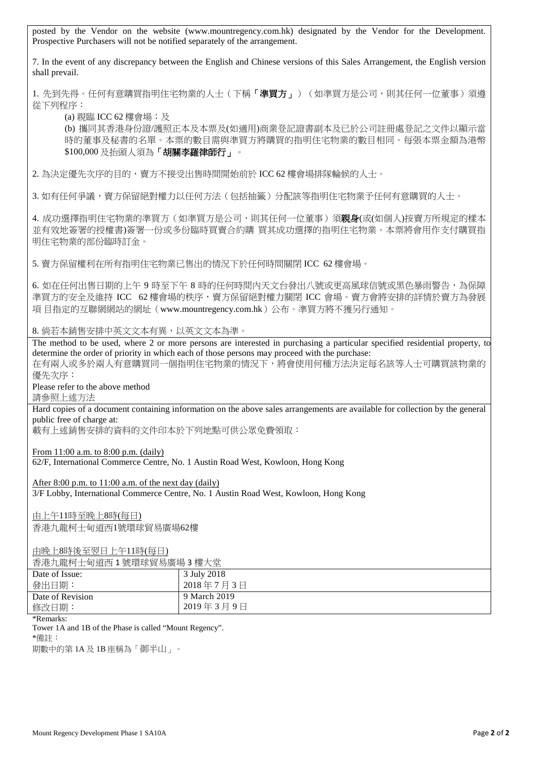posted by the Vendor on the website (www.mountregency.com.hk) designated by the Vendor for the Development. Prospective Purchasers will not be notified separately of the arrangement.

7. In the event of any discrepancy between the English and Chinese versions of this Sales Arrangement, the English version shall prevail.

1. 先到先得。任何有意購買指明住宅物業的人士（下稱**「準買方」**）（如準買方是公司，則其任何一位董事）須遵從下列程序：

(a) 親臨 ICC 62 樓會場；及

(b) 攜同其香港身份證/護照正本及本票及(如適用)商業登記證書副本及已於公司註冊處登記之文件以顯示當時的董事及秘書的名單。本票的數目需與準買方將購買的指明住宅物業的數目相同。每張本票金額為港幣 $100,000 及抬頭人須為**「胡關李羅律師行」**。

2. 為決定優先次序的目的，賣方不接受出售時間開始前於 ICC 62 樓會場排隊輪候的人士。

3. 如有任何爭議，賣方保留絕對權力以任何方法（包括抽籤）分配該等指明住宅物業予任何有意購買的人士。

4. 成功選擇指明住宅物業的準買方（如準買方是公司，則其任何一位董事）須**親身**(或(如個人)按賣方所規定的樣本並有效地簽署的授權書)簽署一份或多份臨時買賣合約購 買其成功選擇的指明住宅物業。本票將會用作支付購買指明住宅物業的部份臨時訂金。

5. 賣方保留權利在所有指明住宅物業已售出的情況下於任何時間關閉 ICC 62 樓會場。

6. 如在任何出售日期的上午 9 時至下午 8 時的任何時間內天文台發出八號或更高風球信號或黑色暴雨警告，為保障準買方的安全及維持 ICC 62 樓會場的秩序，賣方保留絕對權力關閉 ICC 會場。賣方會將安排的詳情於賣方為發展項 目指定的互聯網網站的網址（www.mountregency.com.hk）公布。準買方將不獲另行通知。

8. 倘若本銷售安排中英文文本有異，以英文文本為準。

The method to be used, where 2 or more persons are interested in purchasing a particular specified residential property, to determine the order of priority in which each of those persons may proceed with the purchase:
在有兩人或多於兩人有意購買同一個指明住宅物業的情況下，將會使用何種方法決定每名該等人士可購買該物業的優先次序：

Please refer to the above method
請參照上述方法

Hard copies of a document containing information on the above sales arrangements are available for collection by the general public free of charge at:
載有上述銷售安排的資料的文件印本於下列地點可供公眾免費領取：

From 11:00 a.m. to 8:00 p.m. (daily)
62/F, International Commerce Centre, No. 1 Austin Road West, Kowloon, Hong Kong

After 8:00 p.m. to 11:00 a.m. of the next day (daily)
3/F Lobby, International Commerce Centre, No. 1 Austin Road West, Kowloon, Hong Kong

由上午11時至晚上8時(每日)
香港九龍柯士甸道西1號環球貿易廣場62樓

由晚上8時後至翌日上午11時(每日)
香港九龍柯士甸道西 1 號環球貿易廣場 3 樓大堂

| | |
|---|---|
| Date of Issue:<br>發出日期： | 3 July 2018<br>2018 年 7 月 3 日 |
| Date of Revision<br>修改日期： | 9 March 2019<br>2019 年 3 月 9 日 |

*Remarks:
Tower 1A and 1B of the Phase is called “Mount Regency”.
*備註：
期數中的第 1A 及 1B 座稱為「御半山」。